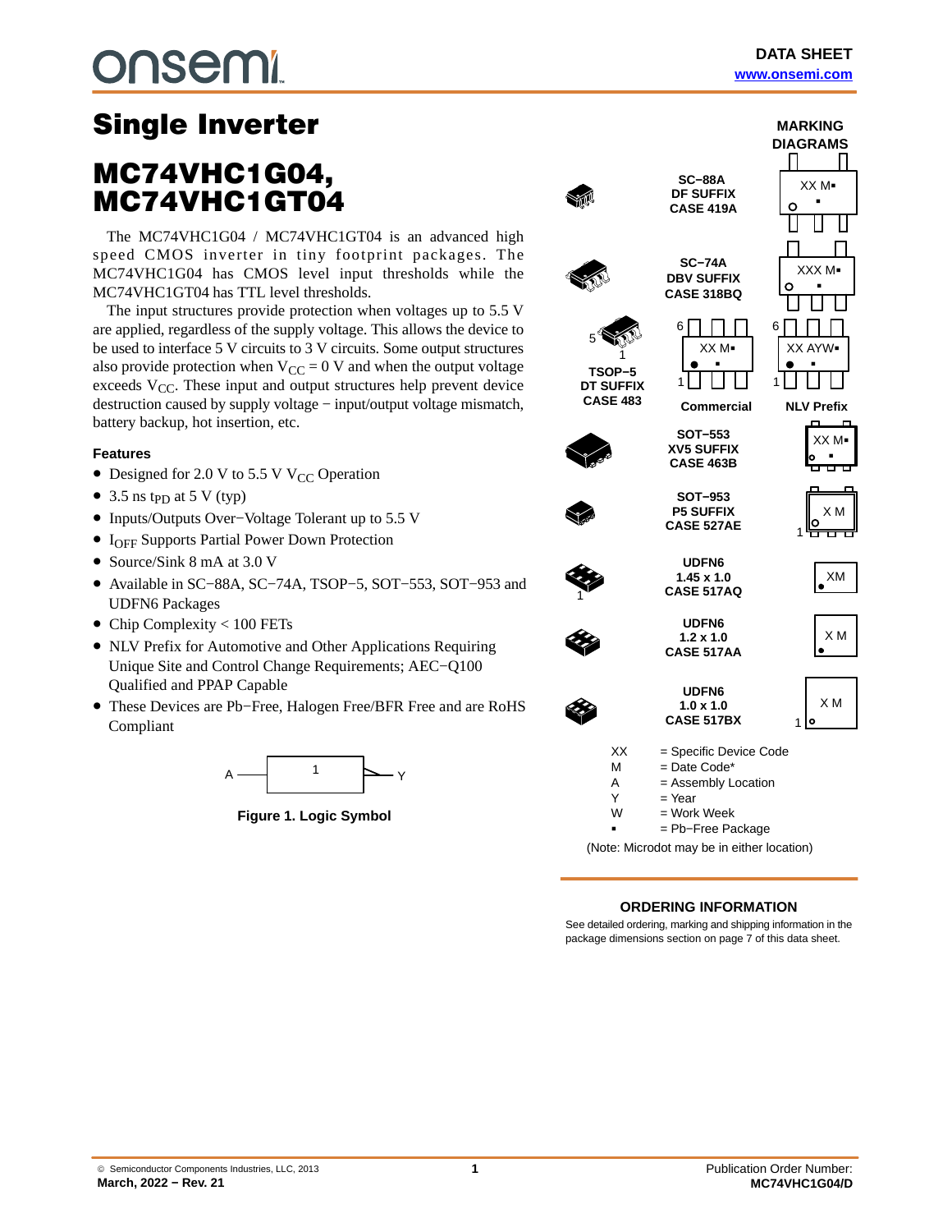DATA SHEET
www.onsemi.com

# Single Inverter

# MC74VHC1G04, MC74VHC1GT04

The MC74VHC1G04 / MC74VHC1GT04 is an advanced high speed CMOS inverter in tiny footprint packages. The MC74VHC1G04 has CMOS level input thresholds while the MC74VHC1GT04 has TTL level thresholds.

The input structures provide protection when voltages up to 5.5 V are applied, regardless of the supply voltage. This allows the device to be used to interface 5 V circuits to 3 V circuits. Some output structures also provide protection when $V_{CC}$ = 0 V and when the output voltage exceeds $V_{CC}$. These input and output structures help prevent device destruction caused by supply voltage − input/output voltage mismatch, battery backup, hot insertion, etc.

### Features

- Designed for 2.0 V to 5.5 V $V_{CC}$ Operation
- 3.5 ns $t_{PD}$ at 5 V (typ)
- Inputs/Outputs Over−Voltage Tolerant up to 5.5 V
- $I_{OFF}$ Supports Partial Power Down Protection
- Source/Sink 8 mA at 3.0 V
- Available in SC−88A, SC−74A, TSOP−5, SOT−553, SOT−953 and UDFN6 Packages
- Chip Complexity < 100 FETs
- NLV Prefix for Automotive and Other Applications Requiring Unique Site and Control Change Requirements; AEC−Q100 Qualified and PPAP Capable
- These Devices are Pb−Free, Halogen Free/BFR Free and are RoHS Compliant

Figure 1. Logic Symbol

### MARKING DIAGRAMS

| Package | Marking |
|---|---|
| SC−88A DF SUFFIX CASE 419A | XX M▪ |
| SC−74A DBV SUFFIX CASE 318BQ | XXX M▪ |
| TSOP−5 DT SUFFIX CASE 483 | Commercial: XX M▪ ; NLV Prefix: XX AYW▪ |
| SOT−553 XV5 SUFFIX CASE 463B | XX M▪ |
| SOT−953 P5 SUFFIX CASE 527AE | X M |
| UDFN6 1.45 x 1.0 CASE 517AQ | XM |
| UDFN6 1.2 x 1.0 CASE 517AA | X M |
| UDFN6 1.0 x 1.0 CASE 517BX | X M |

XX = Specific Device Code
M = Date Code*
A = Assembly Location
Y = Year
W = Work Week
▪ = Pb−Free Package

(Note: Microdot may be in either location)

### ORDERING INFORMATION

See detailed ordering, marking and shipping information in the package dimensions section on page 7 of this data sheet.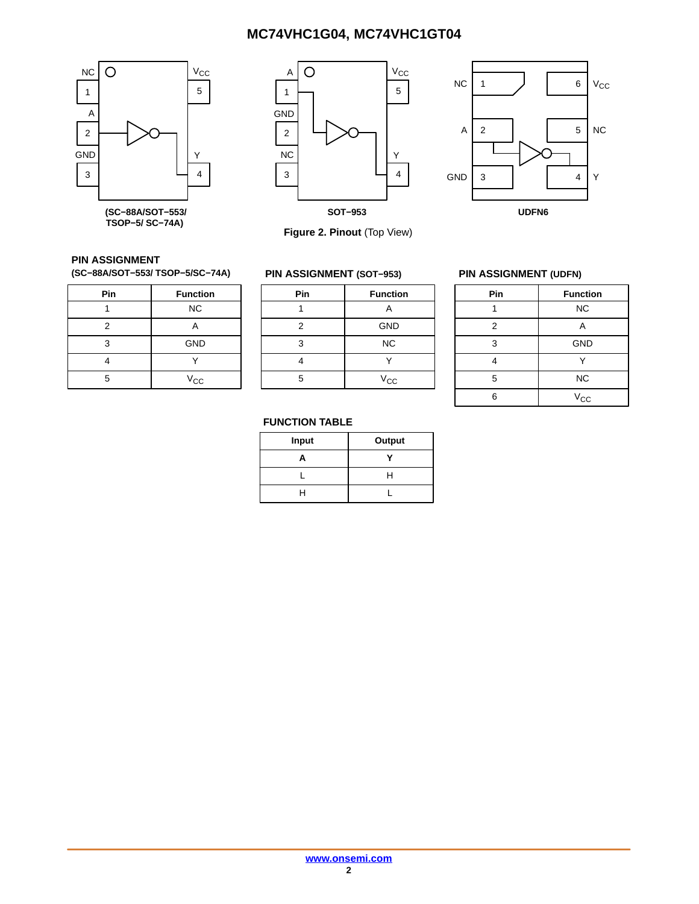(SC−88A/SOT−553/ TSOP−5/ SC−74A)

SOT−953

UDFN6

**Figure 2. Pinout** (Top View)

**PIN ASSIGNMENT (SC−88A/SOT−553/ TSOP−5/SC−74A)**

| Pin | Function |
|---|---|
| 1 | NC |
| 2 | A |
| 3 | GND |
| 4 | Y |
| 5 | $V_{CC}$ |

**PIN ASSIGNMENT (SOT−953)**

| Pin | Function |
|---|---|
| 1 | A |
| 2 | GND |
| 3 | NC |
| 4 | Y |
| 5 | $V_{CC}$ |

**PIN ASSIGNMENT (UDFN)**

| Pin | Function |
|---|---|
| 1 | NC |
| 2 | A |
| 3 | GND |
| 4 | Y |
| 5 | NC |
| 6 | $V_{CC}$ |

**FUNCTION TABLE**

| Input | Output |
|---|---|
| **A** | **Y** |
| L | H |
| H | L |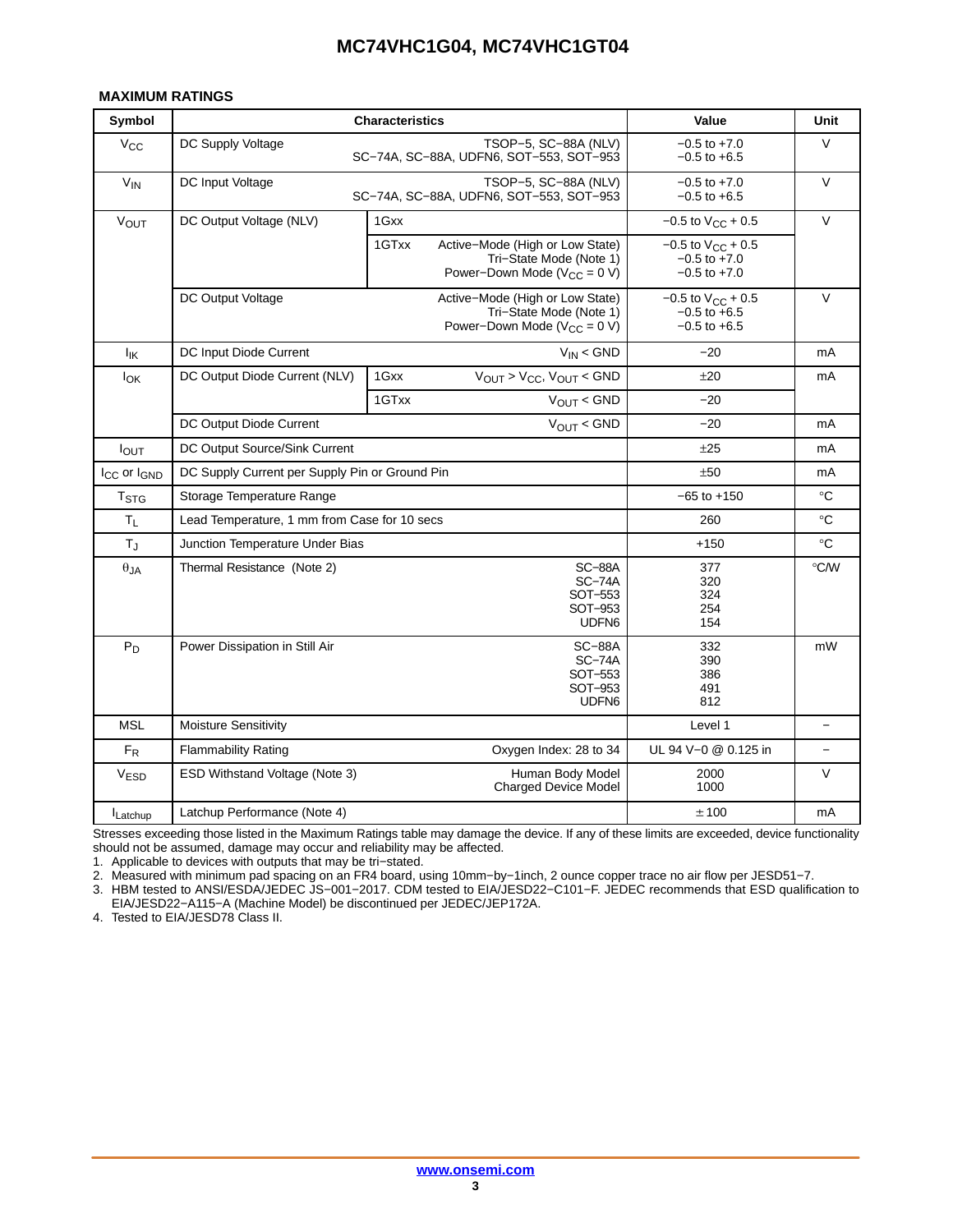### MAXIMUM RATINGS

| Symbol | Characteristics | | | Value | Unit |
|---|---|---|---|---|---|
| $V_{CC}$ | DC Supply Voltage | | TSOP−5, SC−88A (NLV)<br>SC−74A, SC−88A, UDFN6, SOT−553, SOT−953 | −0.5 to +7.0<br>−0.5 to +6.5 | V |
| $V_{IN}$ | DC Input Voltage | | TSOP−5, SC−88A (NLV)<br>SC−74A, SC−88A, UDFN6, SOT−553, SOT−953 | −0.5 to +7.0<br>−0.5 to +6.5 | V |
| $V_{OUT}$ | DC Output Voltage (NLV) | 1Gxx | | −0.5 to $V_{CC}$ + 0.5 | V |
| | | 1GTxx | Active−Mode (High or Low State)<br>Tri−State Mode (Note 1)<br>Power−Down Mode ($V_{CC}$ = 0 V) | −0.5 to $V_{CC}$ + 0.5<br>−0.5 to +7.0<br>−0.5 to +7.0 | |
| | DC Output Voltage | | Active−Mode (High or Low State)<br>Tri−State Mode (Note 1)<br>Power−Down Mode ($V_{CC}$ = 0 V) | −0.5 to $V_{CC}$ + 0.5<br>−0.5 to +6.5<br>−0.5 to +6.5 | V |
| $I_{IK}$ | DC Input Diode Current | | $V_{IN}$ < GND | −20 | mA |
| $I_{OK}$ | DC Output Diode Current (NLV) | 1Gxx | $V_{OUT}$ > $V_{CC}$, $V_{OUT}$ < GND | ±20 | mA |
| | | 1GTxx | $V_{OUT}$ < GND | −20 | |
| | DC Output Diode Current | | $V_{OUT}$ < GND | −20 | mA |
| $I_{OUT}$ | DC Output Source/Sink Current | | | ±25 | mA |
| $I_{CC}$ or $I_{GND}$ | DC Supply Current per Supply Pin or Ground Pin | | | ±50 | mA |
| $T_{STG}$ | Storage Temperature Range | | | −65 to +150 | °C |
| $T_L$ | Lead Temperature, 1 mm from Case for 10 secs | | | 260 | °C |
| $T_J$ | Junction Temperature Under Bias | | | +150 | °C |
| $\theta_{JA}$ | Thermal Resistance (Note 2) | | SC−88A<br>SC−74A<br>SOT−553<br>SOT−953<br>UDFN6 | 377<br>320<br>324<br>254<br>154 | °C/W |
| $P_D$ | Power Dissipation in Still Air | | SC−88A<br>SC−74A<br>SOT−553<br>SOT−953<br>UDFN6 | 332<br>390<br>386<br>491<br>812 | mW |
| MSL | Moisture Sensitivity | | | Level 1 | − |
| $F_R$ | Flammability Rating | | Oxygen Index: 28 to 34 | UL 94 V−0 @ 0.125 in | − |
| $V_{ESD}$ | ESD Withstand Voltage (Note 3) | | Human Body Model<br>Charged Device Model | 2000<br>1000 | V |
| $I_{Latchup}$ | Latchup Performance (Note 4) | | | ± 100 | mA |

Stresses exceeding those listed in the Maximum Ratings table may damage the device. If any of these limits are exceeded, device functionality should not be assumed, damage may occur and reliability may be affected.

1. Applicable to devices with outputs that may be tri−stated.
2. Measured with minimum pad spacing on an FR4 board, using 10mm−by−1inch, 2 ounce copper trace no air flow per JESD51−7.
3. HBM tested to ANSI/ESDA/JEDEC JS−001−2017. CDM tested to EIA/JESD22−C101−F. JEDEC recommends that ESD qualification to EIA/JESD22−A115−A (Machine Model) be discontinued per JEDEC/JEP172A.
4. Tested to EIA/JESD78 Class II.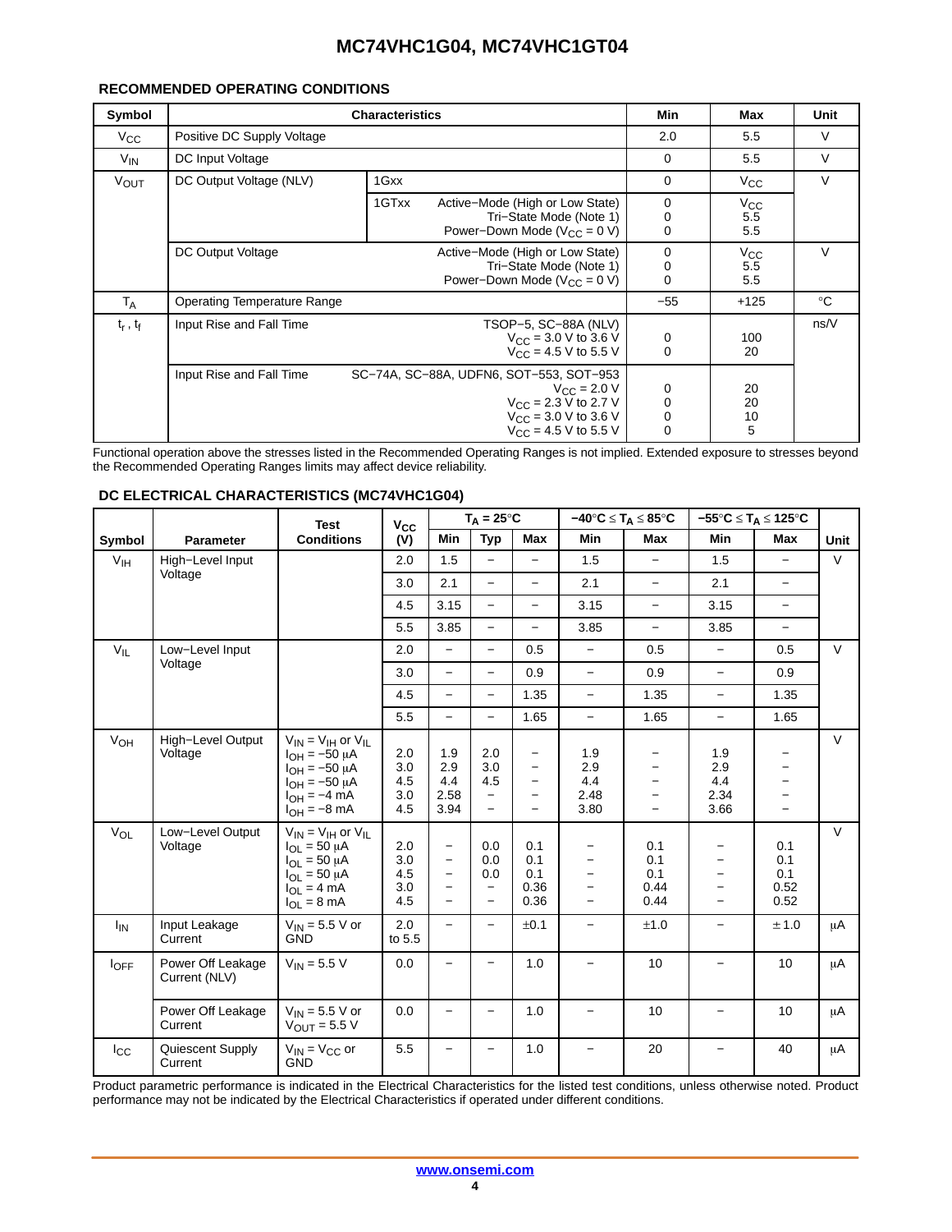## RECOMMENDED OPERATING CONDITIONS

| Symbol | Characteristics | | | Min | Max | Unit |
|---|---|---|---|---|---|---|
| $V_{CC}$ | Positive DC Supply Voltage | | | 2.0 | 5.5 | V |
| $V_{IN}$ | DC Input Voltage | | | 0 | 5.5 | V |
| $V_{OUT}$ | DC Output Voltage (NLV) | 1Gxx | | 0 | $V_{CC}$ | V |
| | | 1GTxx | Active−Mode (High or Low State)<br>Tri−State Mode (Note 1)<br>Power−Down Mode ($V_{CC}$ = 0 V) | 0<br>0<br>0 | $V_{CC}$<br>5.5<br>5.5 | |
| | DC Output Voltage | | Active−Mode (High or Low State)<br>Tri−State Mode (Note 1)<br>Power−Down Mode ($V_{CC}$ = 0 V) | 0<br>0<br>0 | $V_{CC}$<br>5.5<br>5.5 | V |
| $T_A$ | Operating Temperature Range | | | −55 | +125 | °C |
| $t_r$ , $t_f$ | Input Rise and Fall Time | | TSOP−5, SC−88A (NLV)<br>$V_{CC}$ = 3.0 V to 3.6 V<br>$V_{CC}$ = 4.5 V to 5.5 V | <br>0<br>0 | <br>100<br>20 | ns/V |
| | Input Rise and Fall Time | | SC−74A, SC−88A, UDFN6, SOT−553, SOT−953<br>$V_{CC}$ = 2.0 V<br>$V_{CC}$ = 2.3 V to 2.7 V<br>$V_{CC}$ = 3.0 V to 3.6 V<br>$V_{CC}$ = 4.5 V to 5.5 V | <br>0<br>0<br>0<br>0 | <br>20<br>20<br>10<br>5 | |

Functional operation above the stresses listed in the Recommended Operating Ranges is not implied. Extended exposure to stresses beyond the Recommended Operating Ranges limits may affect device reliability.

## DC ELECTRICAL CHARACTERISTICS (MC74VHC1G04)

| Symbol | Parameter | Test Conditions | $V_{CC}$ (V) | $T_A$ = 25°C Min | $T_A$ = 25°C Typ | $T_A$ = 25°C Max | −40°C ≤ $T_A$ ≤ 85°C Min | −40°C ≤ $T_A$ ≤ 85°C Max | −55°C ≤ $T_A$ ≤ 125°C Min | −55°C ≤ $T_A$ ≤ 125°C Max | Unit |
|---|---|---|---|---|---|---|---|---|---|---|---|
| $V_{IH}$ | High−Level Input Voltage | | 2.0 | 1.5 | − | − | 1.5 | − | 1.5 | − | V |
| | | | 3.0 | 2.1 | − | − | 2.1 | − | 2.1 | − | |
| | | | 4.5 | 3.15 | − | − | 3.15 | − | 3.15 | − | |
| | | | 5.5 | 3.85 | − | − | 3.85 | − | 3.85 | − | |
| $V_{IL}$ | Low−Level Input Voltage | | 2.0 | − | − | 0.5 | − | 0.5 | − | 0.5 | V |
| | | | 3.0 | − | − | 0.9 | − | 0.9 | − | 0.9 | |
| | | | 4.5 | − | − | 1.35 | − | 1.35 | − | 1.35 | |
| | | | 5.5 | − | − | 1.65 | − | 1.65 | − | 1.65 | |
| $V_{OH}$ | High−Level Output Voltage | $V_{IN}$ = $V_{IH}$ or $V_{IL}$<br>$I_{OH}$ = −50 μA<br>$I_{OH}$ = −50 μA<br>$I_{OH}$ = −50 μA<br>$I_{OH}$ = −4 mA<br>$I_{OH}$ = −8 mA | <br>2.0<br>3.0<br>4.5<br>3.0<br>4.5 | <br>1.9<br>2.9<br>4.4<br>2.58<br>3.94 | <br>2.0<br>3.0<br>4.5<br>−<br>− | <br>−<br>−<br>−<br>−<br>− | <br>1.9<br>2.9<br>4.4<br>2.48<br>3.80 | <br>−<br>−<br>−<br>−<br>− | <br>1.9<br>2.9<br>4.4<br>2.34<br>3.66 | <br>−<br>−<br>−<br>−<br>− | V |
| $V_{OL}$ | Low−Level Output Voltage | $V_{IN}$ = $V_{IH}$ or $V_{IL}$<br>$I_{OL}$ = 50 μA<br>$I_{OL}$ = 50 μA<br>$I_{OL}$ = 50 μA<br>$I_{OL}$ = 4 mA<br>$I_{OL}$ = 8 mA | <br>2.0<br>3.0<br>4.5<br>3.0<br>4.5 | <br>−<br>−<br>−<br>−<br>− | <br>0.0<br>0.0<br>0.0<br>−<br>− | <br>0.1<br>0.1<br>0.1<br>0.36<br>0.36 | <br>−<br>−<br>−<br>−<br>− | <br>0.1<br>0.1<br>0.1<br>0.44<br>0.44 | <br>−<br>−<br>−<br>−<br>− | <br>0.1<br>0.1<br>0.1<br>0.52<br>0.52 | V |
| $I_{IN}$ | Input Leakage Current | $V_{IN}$ = 5.5 V or GND | 2.0 to 5.5 | − | − | ±0.1 | − | ±1.0 | − | ± 1.0 | μA |
| $I_{OFF}$ | Power Off Leakage Current (NLV) | $V_{IN}$ = 5.5 V | 0.0 | − | − | 1.0 | − | 10 | − | 10 | μA |
| | Power Off Leakage Current | $V_{IN}$ = 5.5 V or $V_{OUT}$ = 5.5 V | 0.0 | − | − | 1.0 | − | 10 | − | 10 | μA |
| $I_{CC}$ | Quiescent Supply Current | $V_{IN}$ = $V_{CC}$ or GND | 5.5 | − | − | 1.0 | − | 20 | − | 40 | μA |

Product parametric performance is indicated in the Electrical Characteristics for the listed test conditions, unless otherwise noted. Product performance may not be indicated by the Electrical Characteristics if operated under different conditions.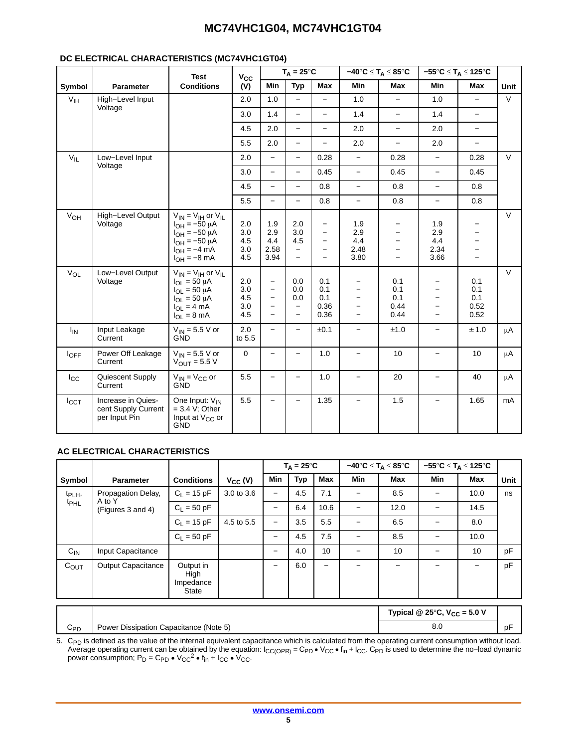### DC ELECTRICAL CHARACTERISTICS (MC74VHC1GT04)

| Symbol | Parameter | Test Conditions | $V_{CC}$ (V) | $T_A = 25°C$ Min | $T_A = 25°C$ Typ | $T_A = 25°C$ Max | $-40°C \le T_A \le 85°C$ Min | $-40°C \le T_A \le 85°C$ Max | $-55°C \le T_A \le 125°C$ Min | $-55°C \le T_A \le 125°C$ Max | Unit |
|---|---|---|---|---|---|---|---|---|---|---|---|
| $V_{IH}$ | High−Level Input Voltage | | 2.0 | 1.0 | − | − | 1.0 | − | 1.0 | − | V |
| | | | 3.0 | 1.4 | − | − | 1.4 | − | 1.4 | − | |
| | | | 4.5 | 2.0 | − | − | 2.0 | − | 2.0 | − | |
| | | | 5.5 | 2.0 | − | − | 2.0 | − | 2.0 | − | |
| $V_{IL}$ | Low−Level Input Voltage | | 2.0 | − | − | 0.28 | − | 0.28 | − | 0.28 | V |
| | | | 3.0 | − | − | 0.45 | − | 0.45 | − | 0.45 | |
| | | | 4.5 | − | − | 0.8 | − | 0.8 | − | 0.8 | |
| | | | 5.5 | − | − | 0.8 | − | 0.8 | − | 0.8 | |
| $V_{OH}$ | High−Level Output Voltage | $V_{IN} = V_{IH}$ or $V_{IL}$<br>$I_{OH} = -50$ µA<br>$I_{OH} = -50$ µA<br>$I_{OH} = -50$ µA<br>$I_{OH} = -4$ mA<br>$I_{OH} = -8$ mA | 2.0<br>3.0<br>4.5<br>3.0<br>4.5 | 1.9<br>2.9<br>4.4<br>2.58<br>3.94 | 2.0<br>3.0<br>4.5<br>−<br>− | −<br>−<br>−<br>−<br>− | 1.9<br>2.9<br>4.4<br>2.48<br>3.80 | −<br>−<br>−<br>−<br>− | 1.9<br>2.9<br>4.4<br>2.34<br>3.66 | −<br>−<br>−<br>−<br>− | V |
| $V_{OL}$ | Low−Level Output Voltage | $V_{IN} = V_{IH}$ or $V_{IL}$<br>$I_{OL} = 50$ µA<br>$I_{OL} = 50$ µA<br>$I_{OL} = 50$ µA<br>$I_{OL} = 4$ mA<br>$I_{OL} = 8$ mA | 2.0<br>3.0<br>4.5<br>3.0<br>4.5 | −<br>−<br>−<br>−<br>− | 0.0<br>0.0<br>0.0<br>−<br>− | 0.1<br>0.1<br>0.1<br>0.36<br>0.36 | −<br>−<br>−<br>−<br>− | 0.1<br>0.1<br>0.1<br>0.44<br>0.44 | −<br>−<br>−<br>−<br>− | 0.1<br>0.1<br>0.1<br>0.52<br>0.52 | V |
| $I_{IN}$ | Input Leakage Current | $V_{IN} = 5.5$ V or GND | 2.0 to 5.5 | − | − | ±0.1 | − | ±1.0 | − | ± 1.0 | µA |
| $I_{OFF}$ | Power Off Leakage Current | $V_{IN} = 5.5$ V or $V_{OUT} = 5.5$ V | 0 | − | − | 1.0 | − | 10 | − | 10 | µA |
| $I_{CC}$ | Quiescent Supply Current | $V_{IN} = V_{CC}$ or GND | 5.5 | − | − | 1.0 | − | 20 | − | 40 | µA |
| $I_{CCT}$ | Increase in Quiescent Supply Current per Input Pin | One Input: $V_{IN} = 3.4$ V; Other Input at $V_{CC}$ or GND | 5.5 | − | − | 1.35 | − | 1.5 | − | 1.65 | mA |

### AC ELECTRICAL CHARACTERISTICS

| Symbol | Parameter | Conditions | $V_{CC}$ (V) | $T_A = 25°C$ Min | $T_A = 25°C$ Typ | $T_A = 25°C$ Max | $-40°C \le T_A \le 85°C$ Min | $-40°C \le T_A \le 85°C$ Max | $-55°C \le T_A \le 125°C$ Min | $-55°C \le T_A \le 125°C$ Max | Unit |
|---|---|---|---|---|---|---|---|---|---|---|---|
| $t_{PLH}$, $t_{PHL}$ | Propagation Delay, A to Y (Figures 3 and 4) | $C_L = 15$ pF | 3.0 to 3.6 | − | 4.5 | 7.1 | − | 8.5 | − | 10.0 | ns |
| | | $C_L = 50$ pF | | − | 6.4 | 10.6 | − | 12.0 | − | 14.5 | |
| | | $C_L = 15$ pF | 4.5 to 5.5 | − | 3.5 | 5.5 | − | 6.5 | − | 8.0 | |
| | | $C_L = 50$ pF | | − | 4.5 | 7.5 | − | 8.5 | − | 10.0 | |
| $C_{IN}$ | Input Capacitance | | | − | 4.0 | 10 | − | 10 | − | 10 | pF |
| $C_{OUT}$ | Output Capacitance | Output in High Impedance State | | − | 6.0 | − | − | − | − | − | pF |

| | | Typical @ 25°C, $V_{CC} = 5.0$ V | |
|---|---|---|---|
| $C_{PD}$ | Power Dissipation Capacitance (Note 5) | 8.0 | pF |

5. $C_{PD}$ is defined as the value of the internal equivalent capacitance which is calculated from the operating current consumption without load. Average operating current can be obtained by the equation: $I_{CC(OPR)} = C_{PD} \bullet V_{CC} \bullet f_{in} + I_{CC}$. $C_{PD}$ is used to determine the no−load dynamic power consumption; $P_D = C_{PD} \bullet V_{CC}^2 \bullet f_{in} + I_{CC} \bullet V_{CC}$.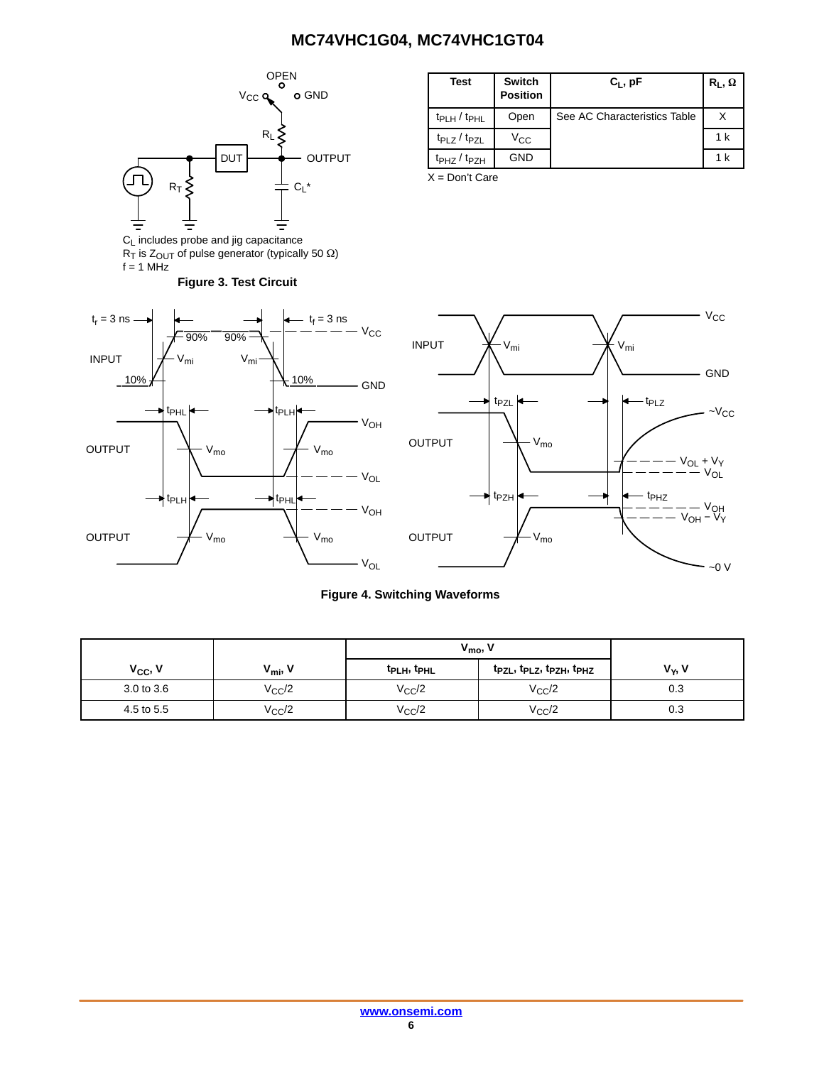$C_L$ includes probe and jig capacitance
$R_T$ is $Z_{OUT}$ of pulse generator (typically 50 Ω)
f = 1 MHz

**Figure 3. Test Circuit**

| Test | Switch Position | $C_L$, pF | $R_L$, Ω |
|---|---|---|---|
| $t_{PLH}$ / $t_{PHL}$ | Open | See AC Characteristics Table | X |
| $t_{PLZ}$ / $t_{PZL}$ | $V_{CC}$ | | 1 k |
| $t_{PHZ}$ / $t_{PZH}$ | GND | | 1 k |

X = Don't Care

**Figure 4. Switching Waveforms**

| $V_{CC}$, V | $V_{mi}$, V | $V_{mo}$, V | | $V_Y$, V |
|---|---|---|---|---|
| | | $t_{PLH}$, $t_{PHL}$ | $t_{PZL}$, $t_{PLZ}$, $t_{PZH}$, $t_{PHZ}$ | |
| 3.0 to 3.6 | $V_{CC}/2$ | $V_{CC}/2$ | $V_{CC}/2$ | 0.3 |
| 4.5 to 5.5 | $V_{CC}/2$ | $V_{CC}/2$ | $V_{CC}/2$ | 0.3 |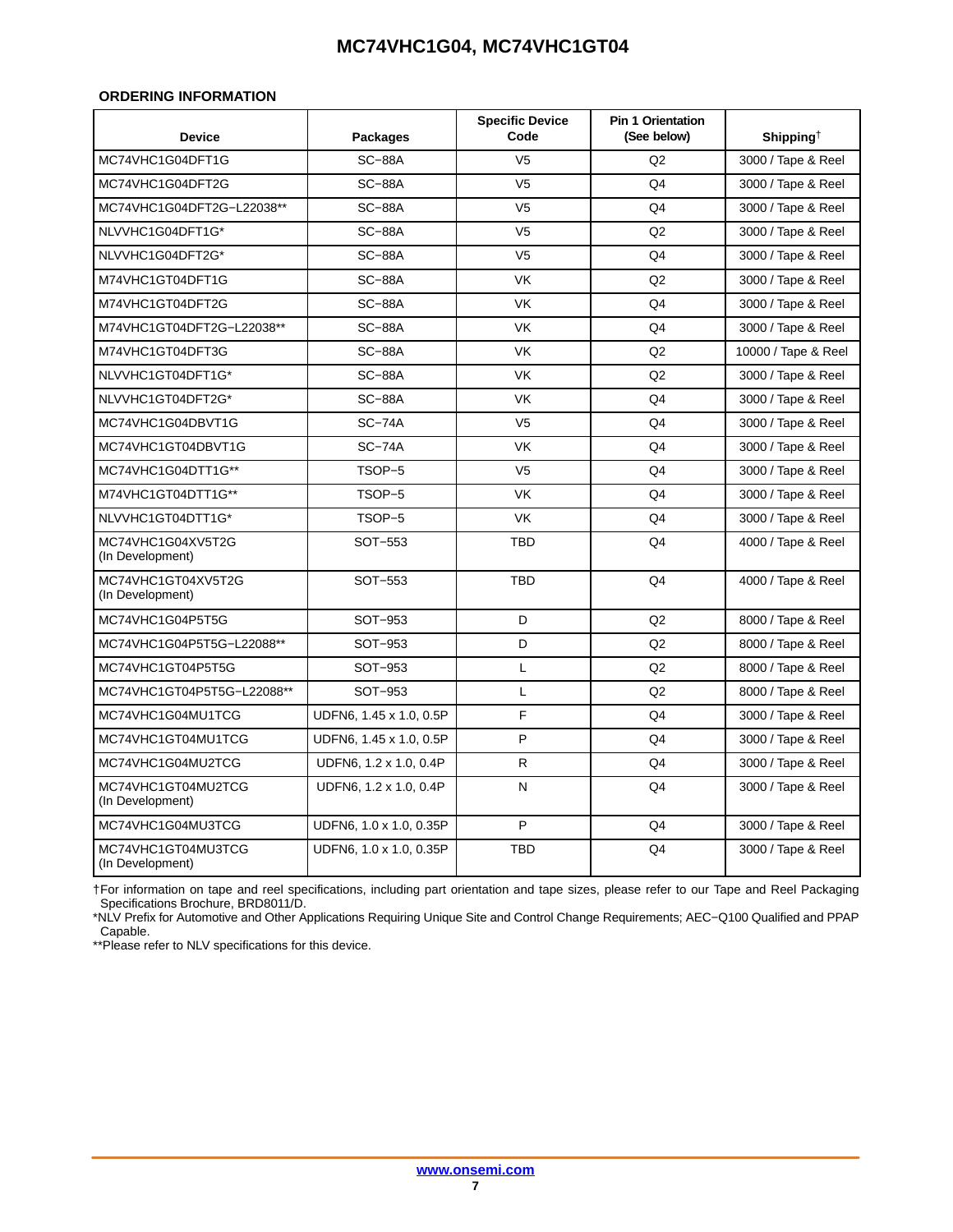### ORDERING INFORMATION

| Device | Packages | Specific Device Code | Pin 1 Orientation (See below) | Shipping† |
|---|---|---|---|---|
| MC74VHC1G04DFT1G | SC−88A | V5 | Q2 | 3000 / Tape & Reel |
| MC74VHC1G04DFT2G | SC−88A | V5 | Q4 | 3000 / Tape & Reel |
| MC74VHC1G04DFT2G−L22038** | SC−88A | V5 | Q4 | 3000 / Tape & Reel |
| NLVVHC1G04DFT1G* | SC−88A | V5 | Q2 | 3000 / Tape & Reel |
| NLVVHC1G04DFT2G* | SC−88A | V5 | Q4 | 3000 / Tape & Reel |
| M74VHC1GT04DFT1G | SC−88A | VK | Q2 | 3000 / Tape & Reel |
| M74VHC1GT04DFT2G | SC−88A | VK | Q4 | 3000 / Tape & Reel |
| M74VHC1GT04DFT2G−L22038** | SC−88A | VK | Q4 | 3000 / Tape & Reel |
| M74VHC1GT04DFT3G | SC−88A | VK | Q2 | 10000 / Tape & Reel |
| NLVVHC1GT04DFT1G* | SC−88A | VK | Q2 | 3000 / Tape & Reel |
| NLVVHC1GT04DFT2G* | SC−88A | VK | Q4 | 3000 / Tape & Reel |
| MC74VHC1G04DBVT1G | SC−74A | V5 | Q4 | 3000 / Tape & Reel |
| MC74VHC1GT04DBVT1G | SC−74A | VK | Q4 | 3000 / Tape & Reel |
| MC74VHC1G04DTT1G** | TSOP−5 | V5 | Q4 | 3000 / Tape & Reel |
| M74VHC1GT04DTT1G** | TSOP−5 | VK | Q4 | 3000 / Tape & Reel |
| NLVVHC1GT04DTT1G* | TSOP−5 | VK | Q4 | 3000 / Tape & Reel |
| MC74VHC1G04XV5T2G (In Development) | SOT−553 | TBD | Q4 | 4000 / Tape & Reel |
| MC74VHC1GT04XV5T2G (In Development) | SOT−553 | TBD | Q4 | 4000 / Tape & Reel |
| MC74VHC1G04P5T5G | SOT−953 | D | Q2 | 8000 / Tape & Reel |
| MC74VHC1G04P5T5G−L22088** | SOT−953 | D | Q2 | 8000 / Tape & Reel |
| MC74VHC1GT04P5T5G | SOT−953 | L | Q2 | 8000 / Tape & Reel |
| MC74VHC1GT04P5T5G−L22088** | SOT−953 | L | Q2 | 8000 / Tape & Reel |
| MC74VHC1G04MU1TCG | UDFN6, 1.45 x 1.0, 0.5P | F | Q4 | 3000 / Tape & Reel |
| MC74VHC1GT04MU1TCG | UDFN6, 1.45 x 1.0, 0.5P | P | Q4 | 3000 / Tape & Reel |
| MC74VHC1G04MU2TCG | UDFN6, 1.2 x 1.0, 0.4P | R | Q4 | 3000 / Tape & Reel |
| MC74VHC1GT04MU2TCG (In Development) | UDFN6, 1.2 x 1.0, 0.4P | N | Q4 | 3000 / Tape & Reel |
| MC74VHC1G04MU3TCG | UDFN6, 1.0 x 1.0, 0.35P | P | Q4 | 3000 / Tape & Reel |
| MC74VHC1GT04MU3TCG (In Development) | UDFN6, 1.0 x 1.0, 0.35P | TBD | Q4 | 3000 / Tape & Reel |

†For information on tape and reel specifications, including part orientation and tape sizes, please refer to our Tape and Reel Packaging Specifications Brochure, BRD8011/D.

*NLV Prefix for Automotive and Other Applications Requiring Unique Site and Control Change Requirements; AEC−Q100 Qualified and PPAP Capable.

**Please refer to NLV specifications for this device.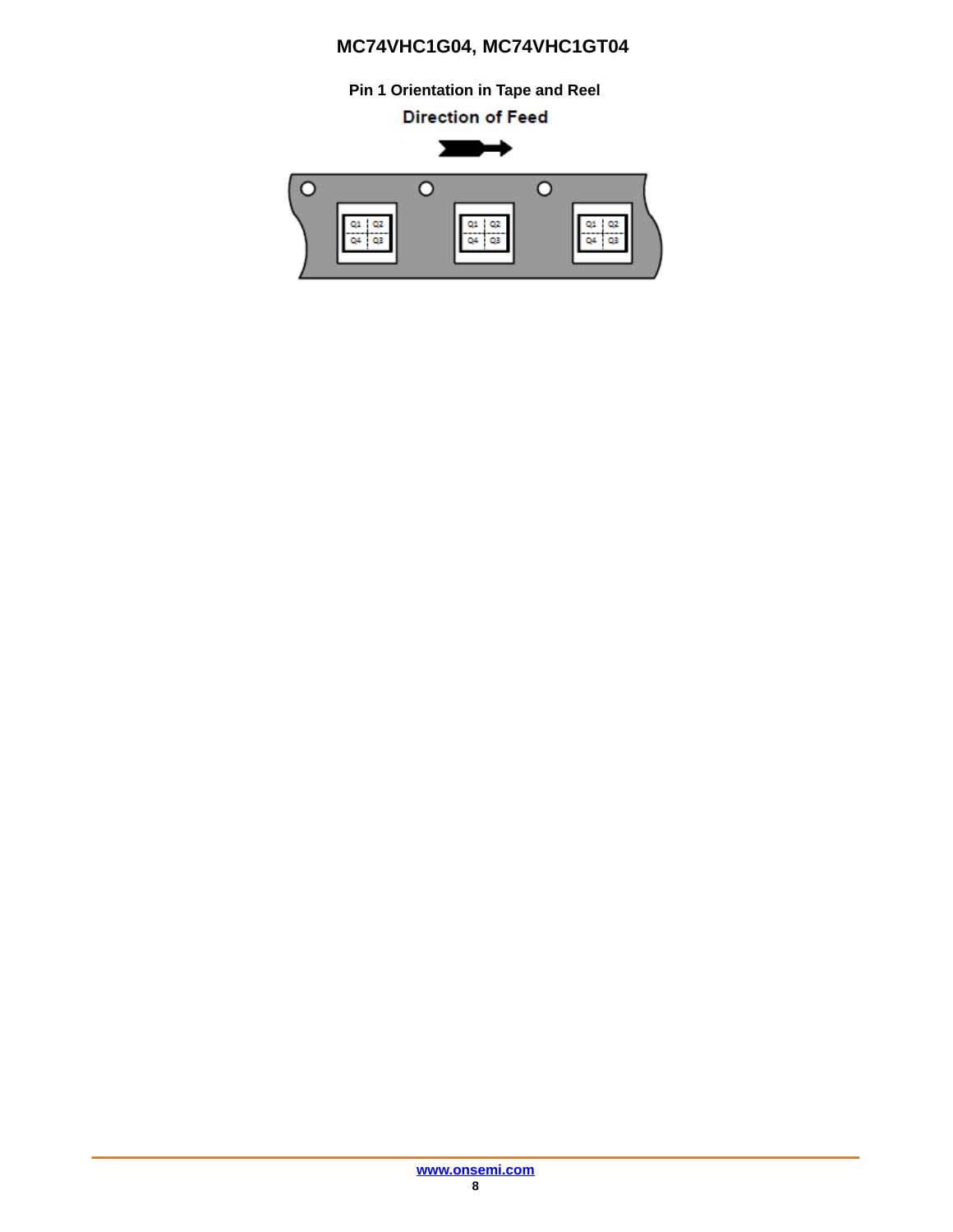## Pin 1 Orientation in Tape and Reel

Direction of Feed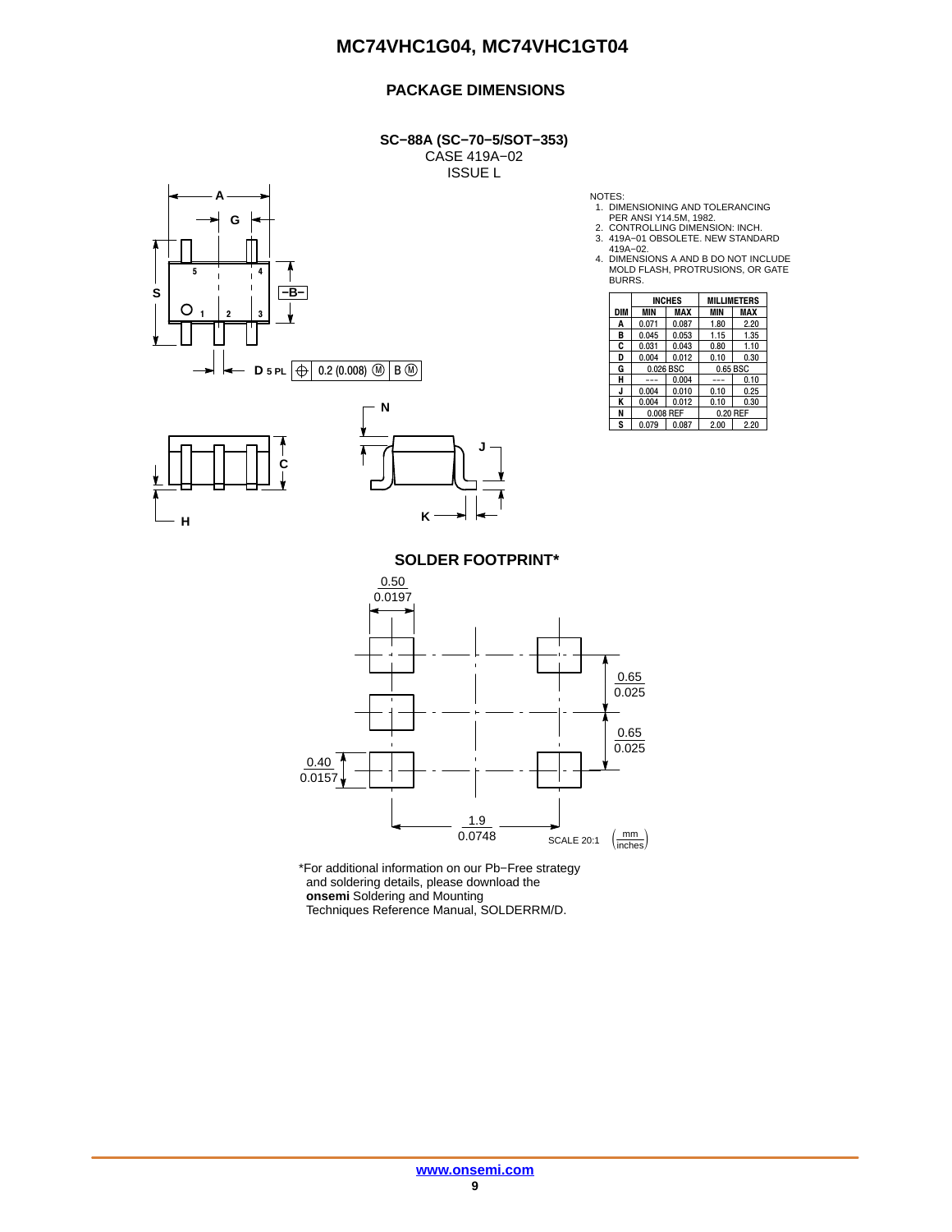## PACKAGE DIMENSIONS

**SC−88A (SC−70−5/SOT−353)**
CASE 419A−02
ISSUE L

NOTES:
1. DIMENSIONING AND TOLERANCING PER ANSI Y14.5M, 1982.
2. CONTROLLING DIMENSION: INCH.
3. 419A−01 OBSOLETE. NEW STANDARD 419A−02.
4. DIMENSIONS A AND B DO NOT INCLUDE MOLD FLASH, PROTRUSIONS, OR GATE BURRS.

| DIM | INCHES MIN | INCHES MAX | MILLIMETERS MIN | MILLIMETERS MAX |
|---|---|---|---|---|
| A | 0.071 | 0.087 | 1.80 | 2.20 |
| B | 0.045 | 0.053 | 1.15 | 1.35 |
| C | 0.031 | 0.043 | 0.80 | 1.10 |
| D | 0.004 | 0.012 | 0.10 | 0.30 |
| G | 0.026 BSC | | 0.65 BSC | |
| H | --- | 0.004 | --- | 0.10 |
| J | 0.004 | 0.010 | 0.10 | 0.25 |
| K | 0.004 | 0.012 | 0.10 | 0.30 |
| N | 0.008 REF | | 0.20 REF | |
| S | 0.079 | 0.087 | 2.00 | 2.20 |

D 5 PL ⊕ 0.2 (0.008) Ⓜ B Ⓜ

### SOLDER FOOTPRINT*

0.50 / 0.0197

0.65 / 0.025

0.65 / 0.025

0.40 / 0.0157

1.9 / 0.0748

SCALE 20:1 (mm / inches)

*For additional information on our Pb−Free strategy and soldering details, please download the **onsemi** Soldering and Mounting Techniques Reference Manual, SOLDERRM/D.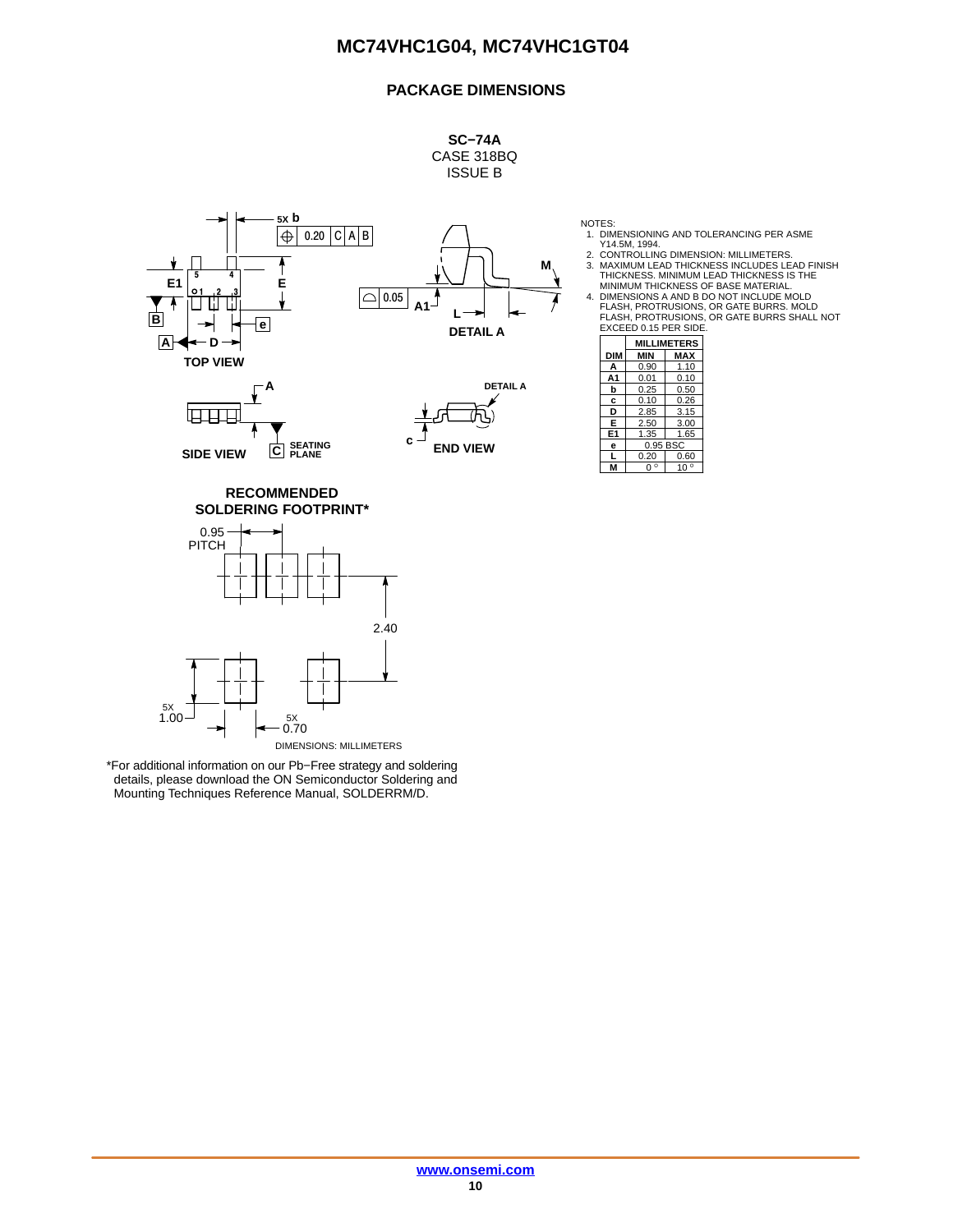## PACKAGE DIMENSIONS

**SC−74A**
CASE 318BQ
ISSUE B

NOTES:
1. DIMENSIONING AND TOLERANCING PER ASME Y14.5M, 1994.
2. CONTROLLING DIMENSION: MILLIMETERS.
3. MAXIMUM LEAD THICKNESS INCLUDES LEAD FINISH THICKNESS. MINIMUM LEAD THICKNESS IS THE MINIMUM THICKNESS OF BASE MATERIAL.
4. DIMENSIONS A AND B DO NOT INCLUDE MOLD FLASH, PROTRUSIONS, OR GATE BURRS. MOLD FLASH, PROTRUSIONS, OR GATE BURRS SHALL NOT EXCEED 0.15 PER SIDE.

| DIM | MILLIMETERS MIN | MILLIMETERS MAX |
|---|---|---|
| A | 0.90 | 1.10 |
| A1 | 0.01 | 0.10 |
| b | 0.25 | 0.50 |
| c | 0.10 | 0.26 |
| D | 2.85 | 3.15 |
| E | 2.50 | 3.00 |
| E1 | 1.35 | 1.65 |
| e | 0.95 BSC | |
| L | 0.20 | 0.60 |
| M | 0° | 10° |

TOP VIEW — SIDE VIEW — DETAIL A — END VIEW

### RECOMMENDED SOLDERING FOOTPRINT*

0.95 PITCH; 2.40; 5X 1.00; 5X 0.70

DIMENSIONS: MILLIMETERS

*For additional information on our Pb−Free strategy and soldering details, please download the ON Semiconductor Soldering and Mounting Techniques Reference Manual, SOLDERRM/D.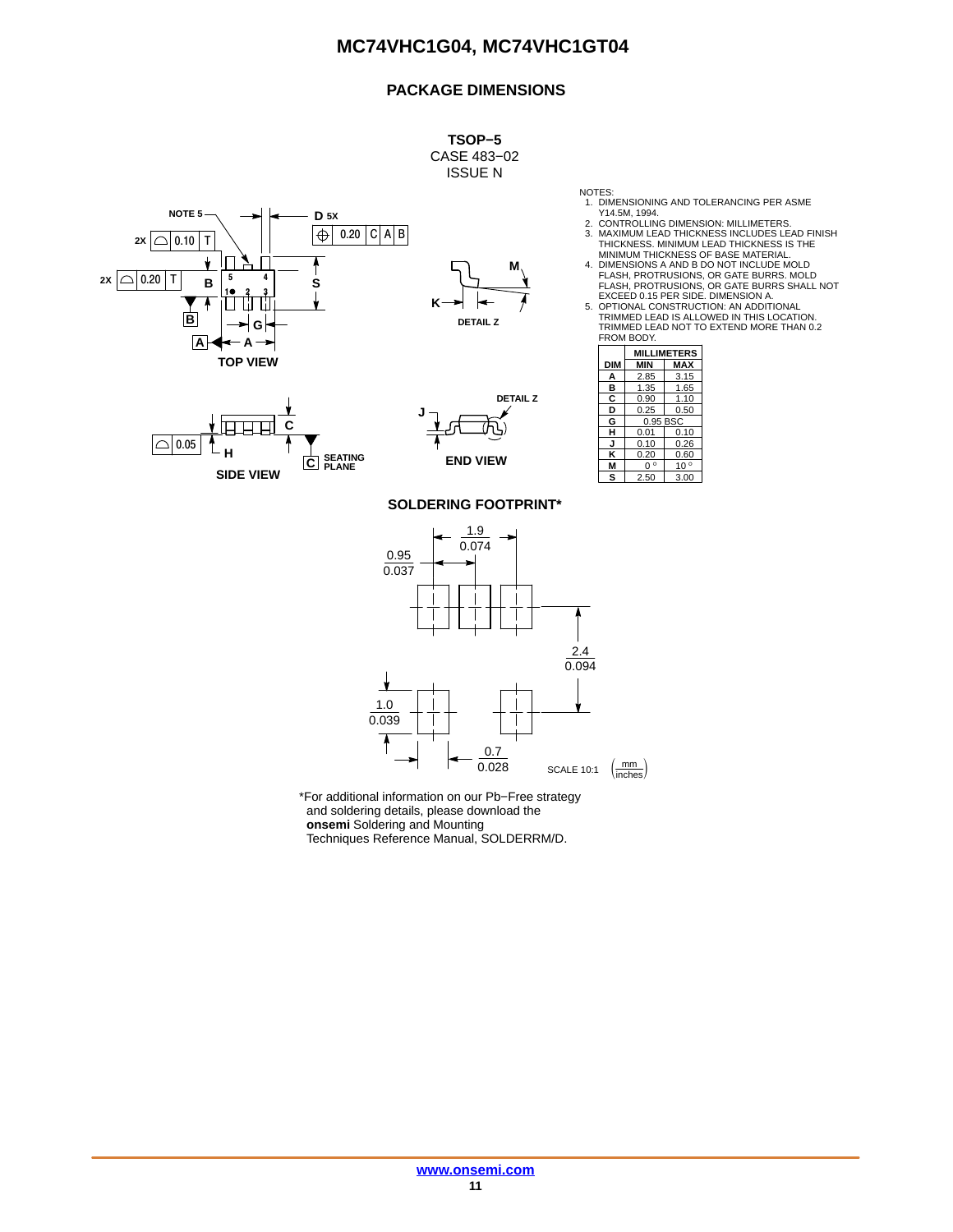## PACKAGE DIMENSIONS

**TSOP−5**
CASE 483−02
ISSUE N

NOTES:
1. DIMENSIONING AND TOLERANCING PER ASME Y14.5M, 1994.
2. CONTROLLING DIMENSION: MILLIMETERS.
3. MAXIMUM LEAD THICKNESS INCLUDES LEAD FINISH THICKNESS. MINIMUM LEAD THICKNESS IS THE MINIMUM THICKNESS OF BASE MATERIAL.
4. DIMENSIONS A AND B DO NOT INCLUDE MOLD FLASH, PROTRUSIONS, OR GATE BURRS. MOLD FLASH, PROTRUSIONS, OR GATE BURRS SHALL NOT EXCEED 0.15 PER SIDE. DIMENSION A.
5. OPTIONAL CONSTRUCTION: AN ADDITIONAL TRIMMED LEAD IS ALLOWED IN THIS LOCATION. TRIMMED LEAD NOT TO EXTEND MORE THAN 0.2 FROM BODY.

| DIM | MILLIMETERS | |
|---|---|---|
| | MIN | MAX |
| A | 2.85 | 3.15 |
| B | 1.35 | 1.65 |
| C | 0.90 | 1.10 |
| D | 0.25 | 0.50 |
| G | 0.95 BSC | |
| H | 0.01 | 0.10 |
| J | 0.10 | 0.26 |
| K | 0.20 | 0.60 |
| M | 0 ° | 10 ° |
| S | 2.50 | 3.00 |

TOP VIEW — NOTE 5; D 5X; 0.20 C A B; 2X 0.10 T; 2X 0.20 T; B; S; G; A

SIDE VIEW — 0.05; H; C; SEATING PLANE

DETAIL Z — M; K

END VIEW — J; DETAIL Z

### SOLDERING FOOTPRINT*

1.9 / 0.074; 0.95 / 0.037; 2.4 / 0.094; 1.0 / 0.039; 0.7 / 0.028

SCALE 10:1 (mm / inches)

*For additional information on our Pb−Free strategy and soldering details, please download the **onsemi** Soldering and Mounting Techniques Reference Manual, SOLDERRM/D.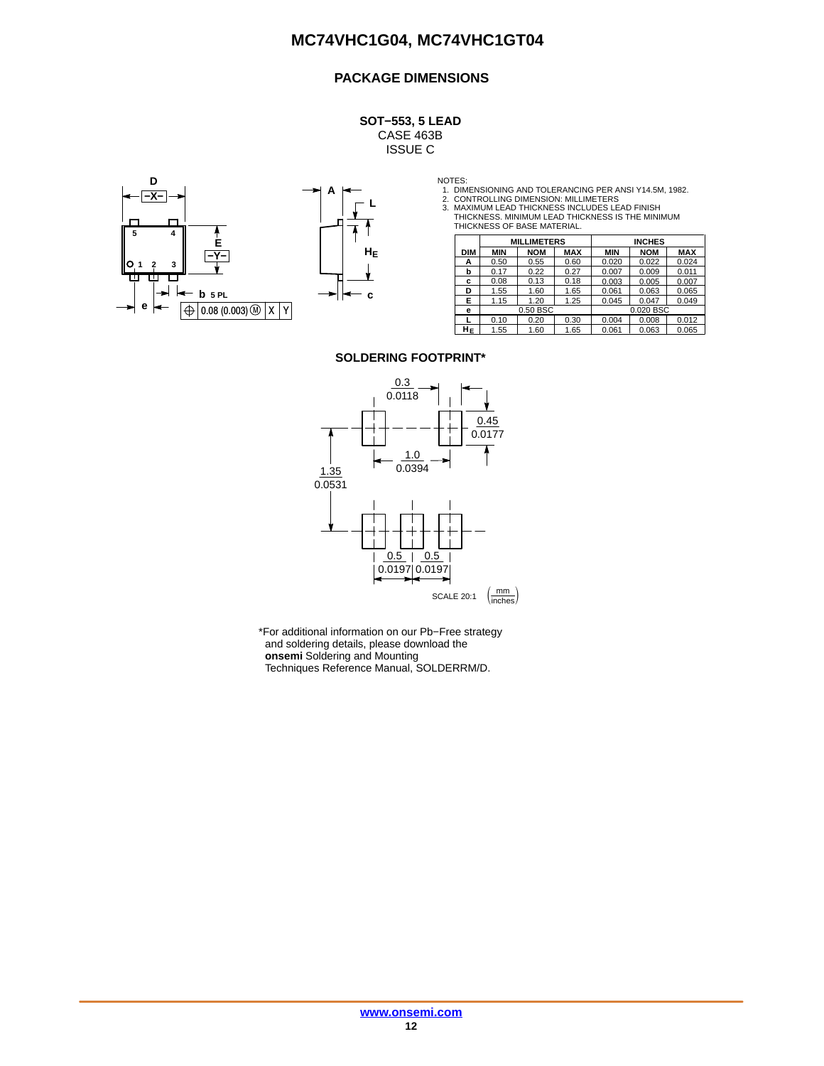## PACKAGE DIMENSIONS

**SOT−553, 5 LEAD**
CASE 463B
ISSUE C

NOTES:
1. DIMENSIONING AND TOLERANCING PER ANSI Y14.5M, 1982.
2. CONTROLLING DIMENSION: MILLIMETERS
3. MAXIMUM LEAD THICKNESS INCLUDES LEAD FINISH THICKNESS. MINIMUM LEAD THICKNESS IS THE MINIMUM THICKNESS OF BASE MATERIAL.

| DIM | MILLIMETERS | | | INCHES | | |
|---|---|---|---|---|---|---|
| | MIN | NOM | MAX | MIN | NOM | MAX |
| A | 0.50 | 0.55 | 0.60 | 0.020 | 0.022 | 0.024 |
| b | 0.17 | 0.22 | 0.27 | 0.007 | 0.009 | 0.011 |
| c | 0.08 | 0.13 | 0.18 | 0.003 | 0.005 | 0.007 |
| D | 1.55 | 1.60 | 1.65 | 0.061 | 0.063 | 0.065 |
| E | 1.15 | 1.20 | 1.25 | 0.045 | 0.047 | 0.049 |
| e | | 0.50 BSC | | | 0.020 BSC | |
| L | 0.10 | 0.20 | 0.30 | 0.004 | 0.008 | 0.012 |
| $H_E$ | 1.55 | 1.60 | 1.65 | 0.061 | 0.063 | 0.065 |

### SOLDERING FOOTPRINT*

SCALE 20:1 (mm / inches)

*For additional information on our Pb−Free strategy and soldering details, please download the **onsemi** Soldering and Mounting Techniques Reference Manual, SOLDERRM/D.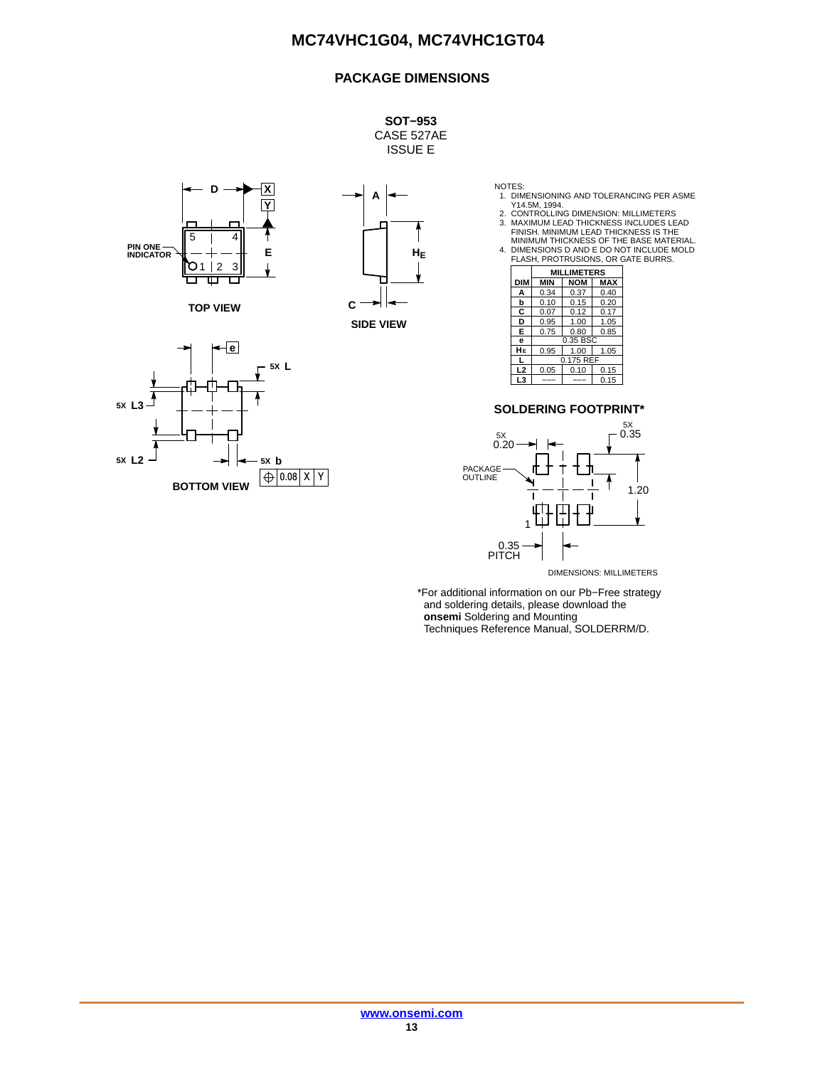## PACKAGE DIMENSIONS

**SOT−953**
CASE 527AE
ISSUE E

NOTES:
1. DIMENSIONING AND TOLERANCING PER ASME Y14.5M, 1994.
2. CONTROLLING DIMENSION: MILLIMETERS
3. MAXIMUM LEAD THICKNESS INCLUDES LEAD FINISH. MINIMUM LEAD THICKNESS IS THE MINIMUM THICKNESS OF THE BASE MATERIAL.
4. DIMENSIONS D AND E DO NOT INCLUDE MOLD FLASH, PROTRUSIONS, OR GATE BURRS.

| DIM | MILLIMETERS MIN | NOM | MAX |
|---|---|---|---|
| A | 0.34 | 0.37 | 0.40 |
| b | 0.10 | 0.15 | 0.20 |
| C | 0.07 | 0.12 | 0.17 |
| D | 0.95 | 1.00 | 1.05 |
| E | 0.75 | 0.80 | 0.85 |
| e | | 0.35 BSC | |
| $H_E$ | 0.95 | 1.00 | 1.05 |
| L | | 0.175 REF | |
| L2 | 0.05 | 0.10 | 0.15 |
| L3 | --- | --- | 0.15 |

TOP VIEW

SIDE VIEW

BOTTOM VIEW

### SOLDERING FOOTPRINT*

DIMENSIONS: MILLIMETERS

*For additional information on our Pb−Free strategy and soldering details, please download the **onsemi** Soldering and Mounting Techniques Reference Manual, SOLDERRM/D.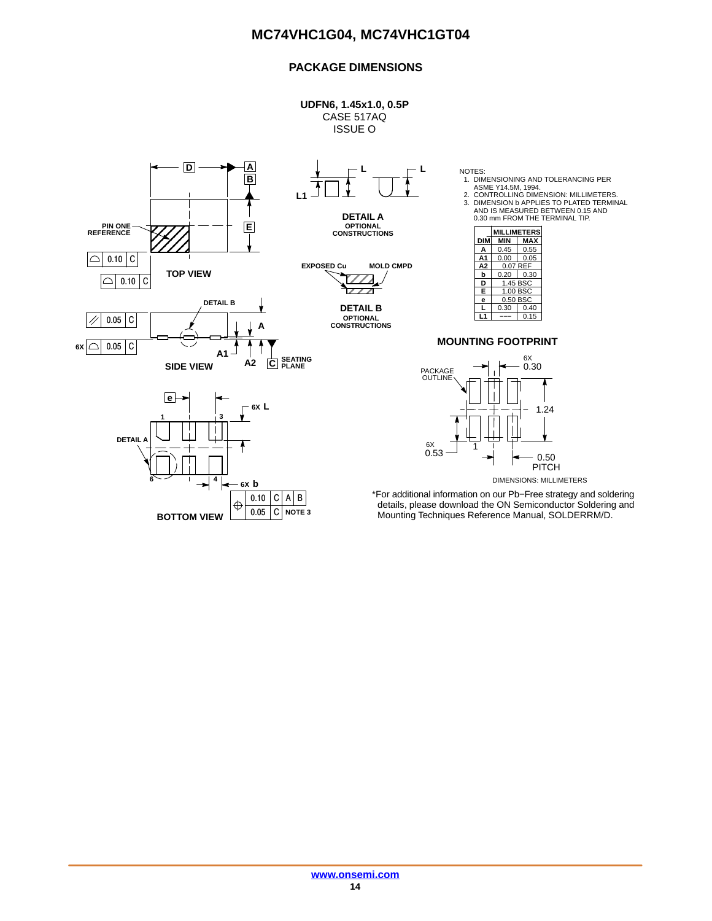## PACKAGE DIMENSIONS

**UDFN6, 1.45x1.0, 0.5P**
CASE 517AQ
ISSUE O

NOTES:
1. DIMENSIONING AND TOLERANCING PER ASME Y14.5M, 1994.
2. CONTROLLING DIMENSION: MILLIMETERS.
3. DIMENSION b APPLIES TO PLATED TERMINAL AND IS MEASURED BETWEEN 0.15 AND 0.30 mm FROM THE TERMINAL TIP.

| DIM | MILLIMETERS MIN | MILLIMETERS MAX |
|---|---|---|
| A | 0.45 | 0.55 |
| A1 | 0.00 | 0.05 |
| A2 | 0.07 REF | |
| b | 0.20 | 0.30 |
| D | 1.45 BSC | |
| E | 1.00 BSC | |
| e | 0.50 BSC | |
| L | 0.30 | 0.40 |
| L1 | --- | 0.15 |

**MOUNTING FOOTPRINT**

DIMENSIONS: MILLIMETERS

*For additional information on our Pb−Free strategy and soldering details, please download the ON Semiconductor Soldering and Mounting Techniques Reference Manual, SOLDERRM/D.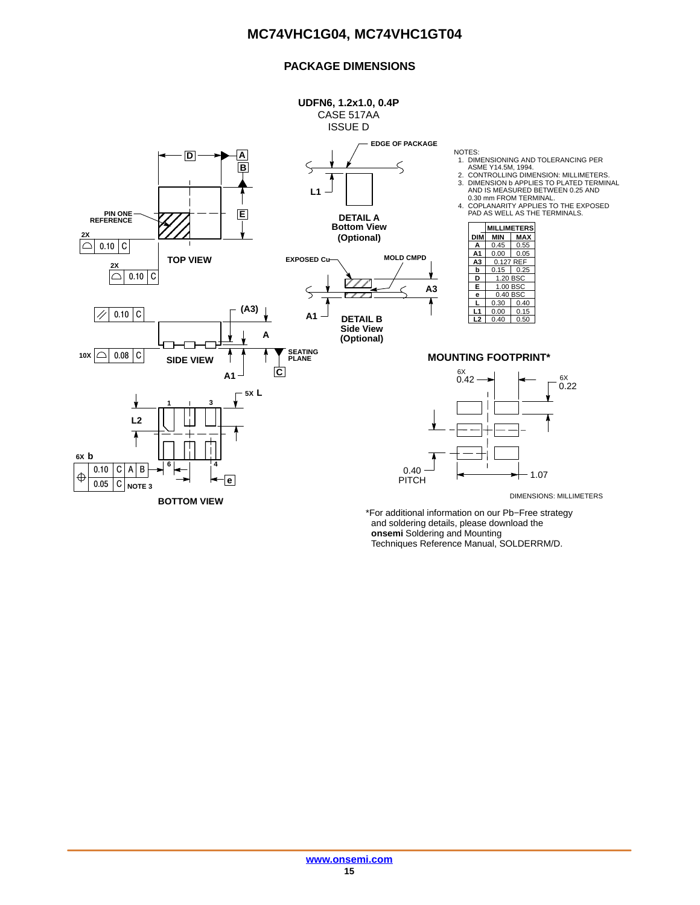## PACKAGE DIMENSIONS

**UDFN6, 1.2x1.0, 0.4P**
CASE 517AA
ISSUE D

NOTES:
1. DIMENSIONING AND TOLERANCING PER ASME Y14.5M, 1994.
2. CONTROLLING DIMENSION: MILLIMETERS.
3. DIMENSION b APPLIES TO PLATED TERMINAL AND IS MEASURED BETWEEN 0.25 AND 0.30 mm FROM TERMINAL.
4. COPLANARITY APPLIES TO THE EXPOSED PAD AS WELL AS THE TERMINALS.

| DIM | MILLIMETERS MIN | MILLIMETERS MAX |
|---|---|---|
| A | 0.45 | 0.55 |
| A1 | 0.00 | 0.05 |
| A3 | 0.127 REF | |
| b | 0.15 | 0.25 |
| D | 1.20 BSC | |
| E | 1.00 BSC | |
| e | 0.40 BSC | |
| L | 0.30 | 0.40 |
| L1 | 0.00 | 0.15 |
| L2 | 0.40 | 0.50 |

TOP VIEW

DETAIL A Bottom View (Optional)

DETAIL B Side View (Optional)

SIDE VIEW

BOTTOM VIEW

**MOUNTING FOOTPRINT***

DIMENSIONS: MILLIMETERS

*For additional information on our Pb−Free strategy and soldering details, please download the **onsemi** Soldering and Mounting Techniques Reference Manual, SOLDERRM/D.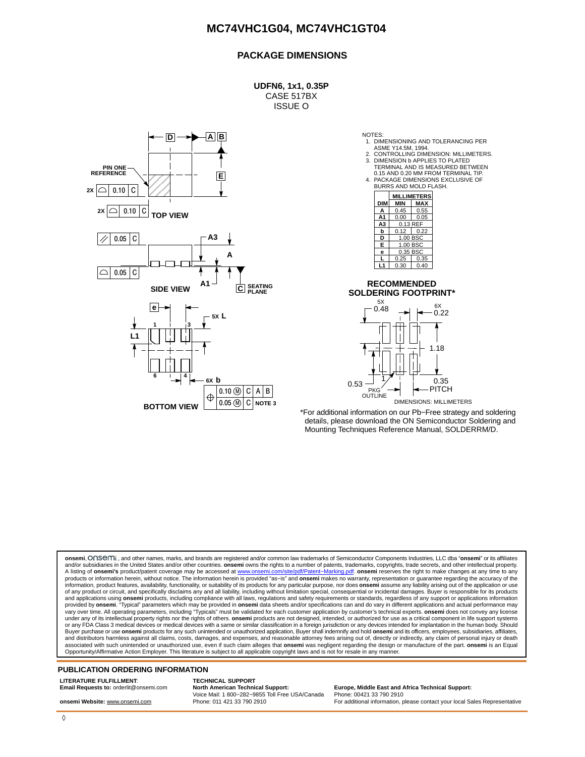## PACKAGE DIMENSIONS

**UDFN6, 1x1, 0.35P**
CASE 517BX
ISSUE O

NOTES:
1. DIMENSIONING AND TOLERANCING PER ASME Y14.5M, 1994.
2. CONTROLLING DIMENSION: MILLIMETERS.
3. DIMENSION b APPLIES TO PLATED TERMINAL AND IS MEASURED BETWEEN 0.15 AND 0.20 MM FROM TERMINAL TIP.
4. PACKAGE DIMENSIONS EXCLUSIVE OF BURRS AND MOLD FLASH.

| | MILLIMETERS | |
|---|---|---|
| DIM | MIN | MAX |
| A | 0.45 | 0.55 |
| A1 | 0.00 | 0.05 |
| A3 | 0.13 REF | |
| b | 0.12 | 0.22 |
| D | 1.00 BSC | |
| E | 1.00 BSC | |
| e | 0.35 BSC | |
| L | 0.25 | 0.35 |
| L1 | 0.30 | 0.40 |

TOP VIEW

PIN ONE REFERENCE

2X 0.10 C

2X 0.10 C

D A B E

SIDE VIEW

0.05 C

0.05 C

A3 A A1

C SEATING PLANE

BOTTOM VIEW

e

5X L

L1

1 3 6 4

6X b

0.10 Ⓜ C A B

0.05 Ⓜ C NOTE 3

**RECOMMENDED SOLDERING FOOTPRINT***

5X 0.48

6X 0.22

1.18

0.53

1

PKG OUTLINE

0.35 PITCH

DIMENSIONS: MILLIMETERS

*For additional information on our Pb−Free strategy and soldering details, please download the ON Semiconductor Soldering and Mounting Techniques Reference Manual, SOLDERRM/D.

**onsemi**, onsemi, and other names, marks, and brands are registered and/or common law trademarks of Semiconductor Components Industries, LLC dba "**onsemi**" or its affiliates and/or subsidiaries in the United States and/or other countries. **onsemi** owns the rights to a number of patents, trademarks, copyrights, trade secrets, and other intellectual property. A listing of **onsemi's** product/patent coverage may be accessed at www.onsemi.com/site/pdf/Patent−Marking.pdf. **onsemi** reserves the right to make changes at any time to any products or information herein, without notice. The information herein is provided "as−is" and **onsemi** makes no warranty, representation or guarantee regarding the accuracy of the information, product features, availability, functionality, or suitability of its products for any particular purpose, nor does **onsemi** assume any liability arising out of the application or use of any product or circuit, and specifically disclaims any and all liability, including without limitation special, consequential or incidental damages. Buyer is responsible for its products and applications using **onsemi** products, including compliance with all laws, regulations and safety requirements or standards, regardless of any support or applications information provided by **onsemi**. "Typical" parameters which may be provided in **onsemi** data sheets and/or specifications can and do vary in different applications and actual performance may vary over time. All operating parameters, including "Typicals" must be validated for each customer application by customer's technical experts. **onsemi** does not convey any license under any of its intellectual property rights nor the rights of others. **onsemi** products are not designed, intended, or authorized for use as a critical component in life support systems or any FDA Class 3 medical devices or medical devices with a same or similar classification in a foreign jurisdiction or any devices intended for implantation in the human body. Should Buyer purchase or use **onsemi** products for any such unintended or unauthorized application, Buyer shall indemnify and hold **onsemi** and its officers, employees, subsidiaries, affiliates, and distributors harmless against all claims, costs, damages, and expenses, and reasonable attorney fees arising out of, directly or indirectly, any claim of personal injury or death associated with such unintended or unauthorized use, even if such claim alleges that **onsemi** was negligent regarding the design or manufacture of the part. **onsemi** is an Equal Opportunity/Affirmative Action Employer. This literature is subject to all applicable copyright laws and is not for resale in any manner.

### PUBLICATION ORDERING INFORMATION

**LITERATURE FULFILLMENT**:
**Email Requests to:** orderlit@onsemi.com

**onsemi Website:** www.onsemi.com

**TECHNICAL SUPPORT**
**North American Technical Support:**
Voice Mail: 1 800−282−9855 Toll Free USA/Canada
Phone: 011 421 33 790 2910

**Europe, Middle East and Africa Technical Support:**
Phone: 00421 33 790 2910
For additional information, please contact your local Sales Representative